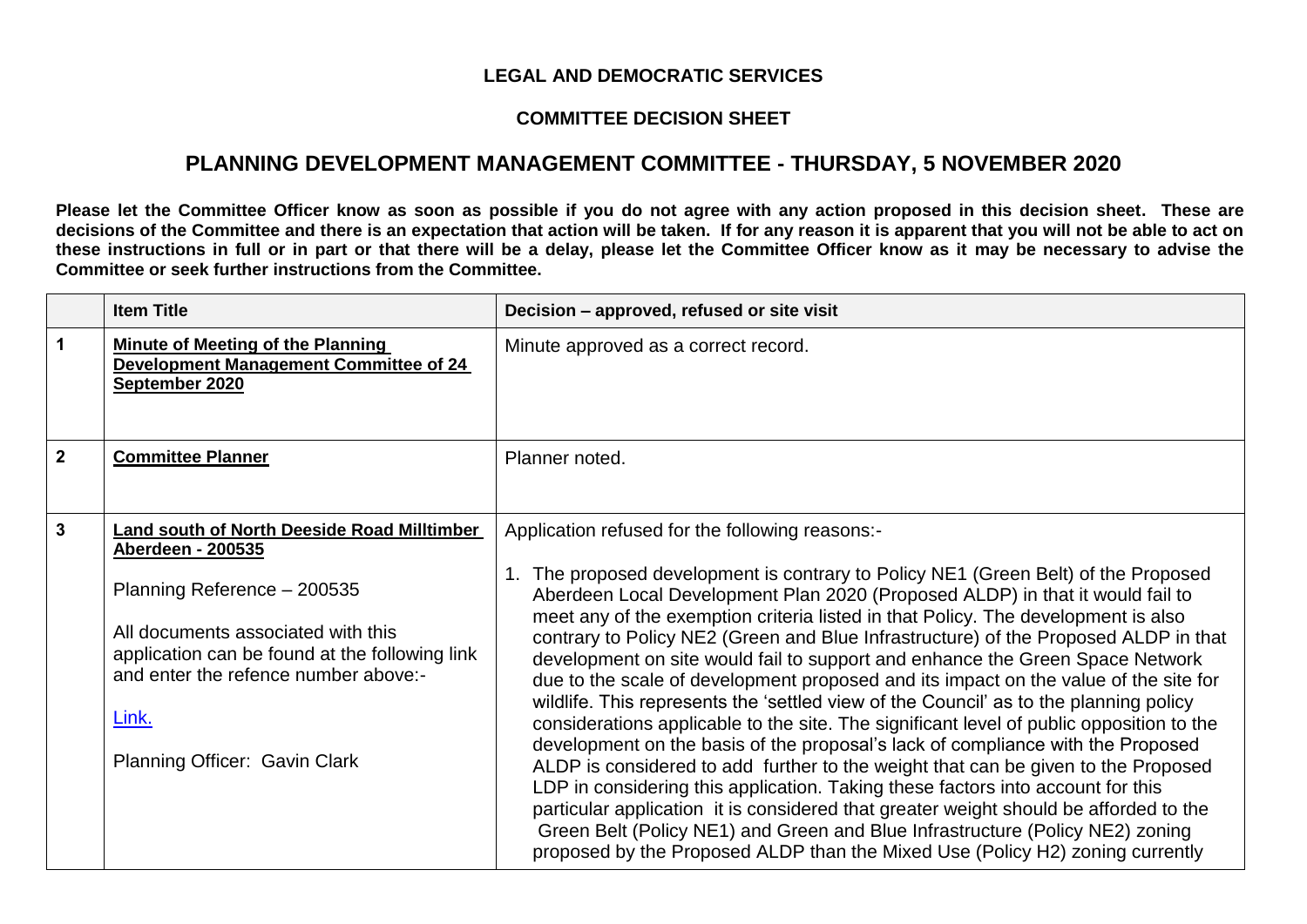**LEGAL AND DEMOCRATIC SERVICES**

**COMMITTEE DECISION SHEET**

# PLANNING DEVELOPMENT MANAGEMENT COMMITTEE - THURSDAY, 5 NOVEMBER 2020

**Please let the Committee Officer know as soon as possible if you do not agree with any action proposed in this decision sheet. These are decisions of the Committee and there is an expectation that action will be taken. If for any reason it is apparent that you will not be able to act on these instructions in full or in part or that there will be a delay, please let the Committee Officer know as it may be necessary to advise the Committee or seek further instructions from the Committee.**

| | **Item Title** | **Decision – approved, refused or site visit** |
|---|---|---|
| **1** | **Minute of Meeting of the Planning Development Management Committee of 24 September 2020** | Minute approved as a correct record. |
| **2** | **Committee Planner** | Planner noted. |
| **3** | **Land south of North Deeside Road Milltimber Aberdeen - 200535**<br><br>Planning Reference – 200535<br><br>All documents associated with this application can be found at the following link and enter the refence number above:-<br><br>Link.<br><br>Planning Officer: Gavin Clark | Application refused for the following reasons:-<br><br>1. The proposed development is contrary to Policy NE1 (Green Belt) of the Proposed Aberdeen Local Development Plan 2020 (Proposed ALDP) in that it would fail to meet any of the exemption criteria listed in that Policy. The development is also contrary to Policy NE2 (Green and Blue Infrastructure) of the Proposed ALDP in that development on site would fail to support and enhance the Green Space Network due to the scale of development proposed and its impact on the value of the site for wildlife. This represents the 'settled view of the Council' as to the planning policy considerations applicable to the site. The significant level of public opposition to the development on the basis of the proposal's lack of compliance with the Proposed ALDP is considered to add further to the weight that can be given to the Proposed LDP in considering this application. Taking these factors into account for this particular application it is considered that greater weight should be afforded to the Green Belt (Policy NE1) and Green and Blue Infrastructure (Policy NE2) zoning proposed by the Proposed ALDP than the Mixed Use (Policy H2) zoning currently |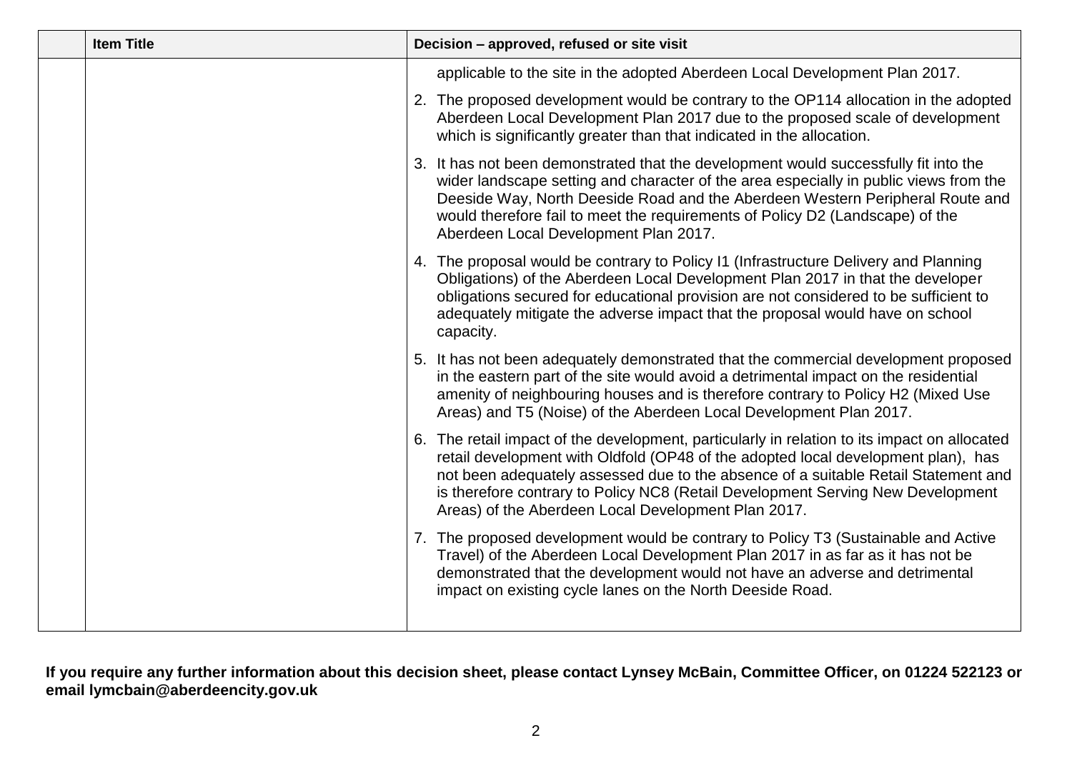| | Item Title | Decision – approved, refused or site visit |
|---|---|---|
| | | applicable to the site in the adopted Aberdeen Local Development Plan 2017.<br><br>2. The proposed development would be contrary to the OP114 allocation in the adopted Aberdeen Local Development Plan 2017 due to the proposed scale of development which is significantly greater than that indicated in the allocation.<br><br>3. It has not been demonstrated that the development would successfully fit into the wider landscape setting and character of the area especially in public views from the Deeside Way, North Deeside Road and the Aberdeen Western Peripheral Route and would therefore fail to meet the requirements of Policy D2 (Landscape) of the Aberdeen Local Development Plan 2017.<br><br>4. The proposal would be contrary to Policy I1 (Infrastructure Delivery and Planning Obligations) of the Aberdeen Local Development Plan 2017 in that the developer obligations secured for educational provision are not considered to be sufficient to adequately mitigate the adverse impact that the proposal would have on school capacity.<br><br>5. It has not been adequately demonstrated that the commercial development proposed in the eastern part of the site would avoid a detrimental impact on the residential amenity of neighbouring houses and is therefore contrary to Policy H2 (Mixed Use Areas) and T5 (Noise) of the Aberdeen Local Development Plan 2017.<br><br>6. The retail impact of the development, particularly in relation to its impact on allocated retail development with Oldfold (OP48 of the adopted local development plan), has not been adequately assessed due to the absence of a suitable Retail Statement and is therefore contrary to Policy NC8 (Retail Development Serving New Development Areas) of the Aberdeen Local Development Plan 2017.<br><br>7. The proposed development would be contrary to Policy T3 (Sustainable and Active Travel) of the Aberdeen Local Development Plan 2017 in as far as it has not be demonstrated that the development would not have an adverse and detrimental impact on existing cycle lanes on the North Deeside Road. |

**If you require any further information about this decision sheet, please contact Lynsey McBain, Committee Officer, on 01224 522123 or email lymcbain@aberdeencity.gov.uk**